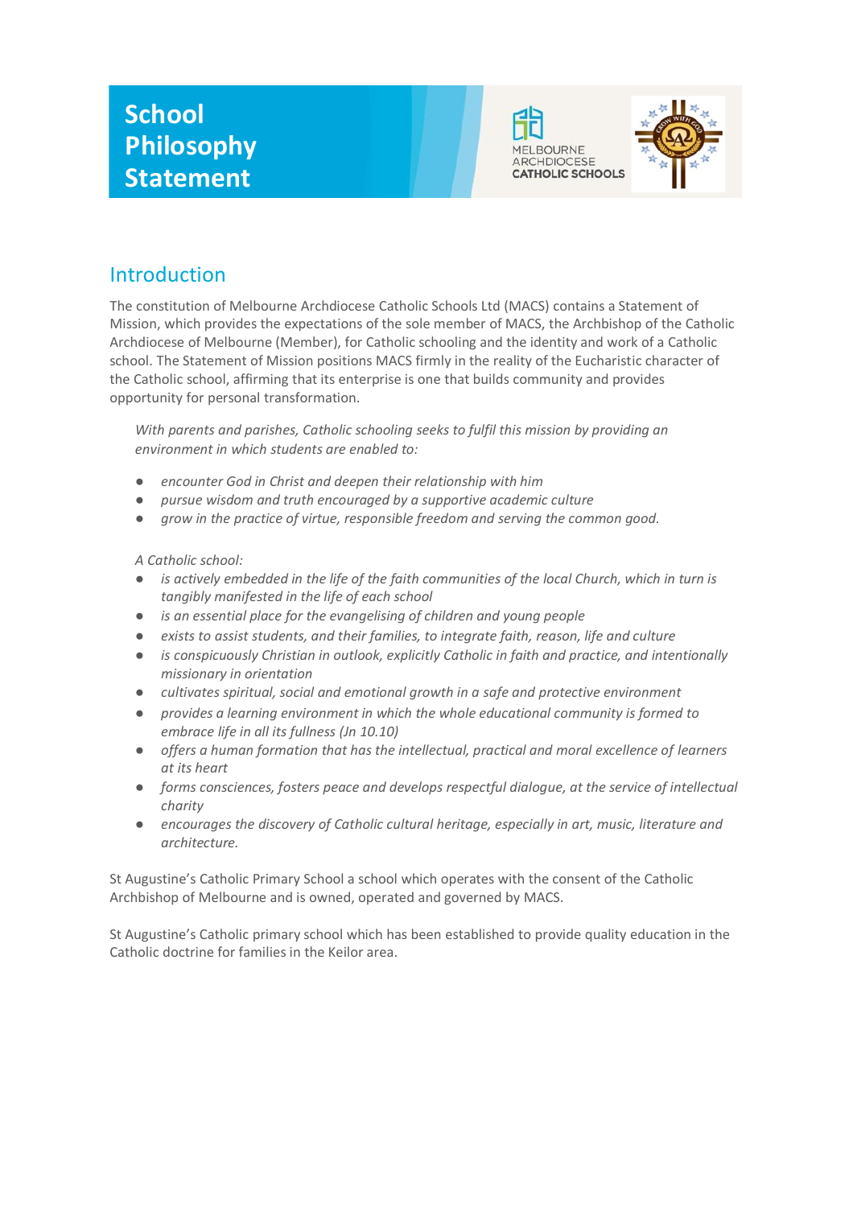# School Philosophy Statement

MELBOURNE ARCHDIOCESE CATHOLIC SCHOOLS

## Introduction

The constitution of Melbourne Archdiocese Catholic Schools Ltd (MACS) contains a Statement of Mission, which provides the expectations of the sole member of MACS, the Archbishop of the Catholic Archdiocese of Melbourne (Member), for Catholic schooling and the identity and work of a Catholic school. The Statement of Mission positions MACS firmly in the reality of the Eucharistic character of the Catholic school, affirming that its enterprise is one that builds community and provides opportunity for personal transformation.

*With parents and parishes, Catholic schooling seeks to fulfil this mission by providing an environment in which students are enabled to:*

- *encounter God in Christ and deepen their relationship with him*
- *pursue wisdom and truth encouraged by a supportive academic culture*
- *grow in the practice of virtue, responsible freedom and serving the common good.*

*A Catholic school:*

- *is actively embedded in the life of the faith communities of the local Church, which in turn is tangibly manifested in the life of each school*
- *is an essential place for the evangelising of children and young people*
- *exists to assist students, and their families, to integrate faith, reason, life and culture*
- *is conspicuously Christian in outlook, explicitly Catholic in faith and practice, and intentionally missionary in orientation*
- *cultivates spiritual, social and emotional growth in a safe and protective environment*
- *provides a learning environment in which the whole educational community is formed to embrace life in all its fullness (Jn 10.10)*
- *offers a human formation that has the intellectual, practical and moral excellence of learners at its heart*
- *forms consciences, fosters peace and develops respectful dialogue, at the service of intellectual charity*
- *encourages the discovery of Catholic cultural heritage, especially in art, music, literature and architecture.*

St Augustine's Catholic Primary School a school which operates with the consent of the Catholic Archbishop of Melbourne and is owned, operated and governed by MACS.

St Augustine's Catholic primary school which has been established to provide quality education in the Catholic doctrine for families in the Keilor area.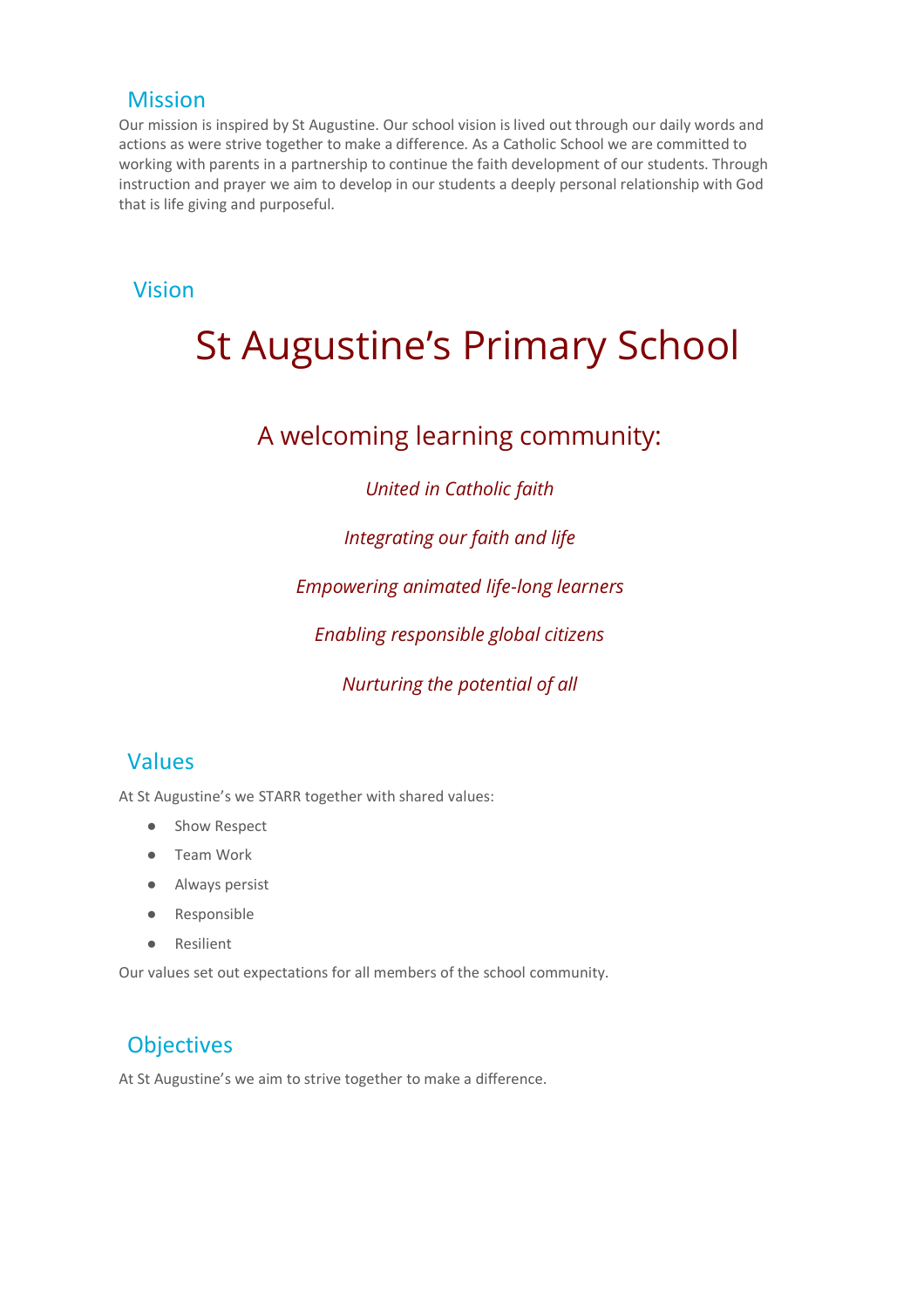## Mission

Our mission is inspired by St Augustine. Our school vision is lived out through our daily words and actions as were strive together to make a difference. As a Catholic School we are committed to working with parents in a partnership to continue the faith development of our students. Through instruction and prayer we aim to develop in our students a deeply personal relationship with God that is life giving and purposeful.

## Vision

# St Augustine's Primary School

### A welcoming learning community:

*United in Catholic faith*

*Integrating our faith and life*

*Empowering animated life-long learners*

*Enabling responsible global citizens*

*Nurturing the potential of all*

## Values

At St Augustine's we STARR together with shared values:

- Show Respect
- Team Work
- Always persist
- Responsible
- Resilient

Our values set out expectations for all members of the school community.

## Objectives

At St Augustine's we aim to strive together to make a difference.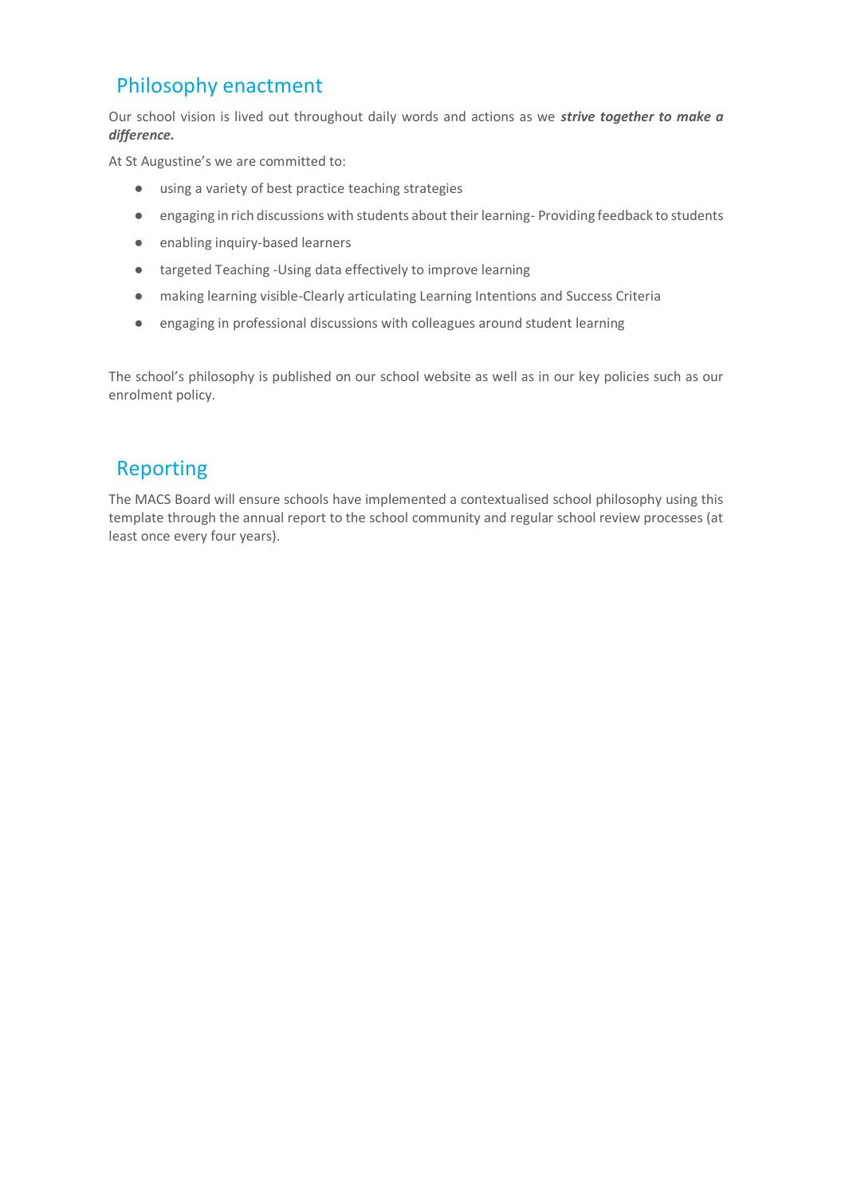## Philosophy enactment

Our school vision is lived out throughout daily words and actions as we ***strive together to make a difference.***

At St Augustine's we are committed to:

- using a variety of best practice teaching strategies
- engaging in rich discussions with students about their learning- Providing feedback to students
- enabling inquiry-based learners
- targeted Teaching -Using data effectively to improve learning
- making learning visible-Clearly articulating Learning Intentions and Success Criteria
- engaging in professional discussions with colleagues around student learning

The school's philosophy is published on our school website as well as in our key policies such as our enrolment policy.

## Reporting

The MACS Board will ensure schools have implemented a contextualised school philosophy using this template through the annual report to the school community and regular school review processes (at least once every four years).